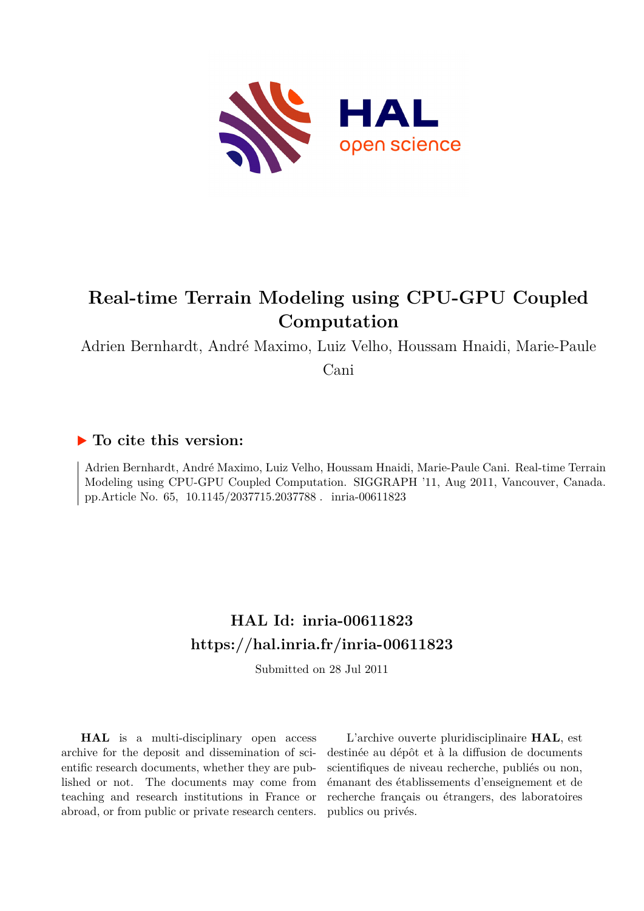# Real-time Terrain Modeling using CPU-GPU Coupled Computation

Adrien Bernhardt, André Maximo, Luiz Velho, Houssam Hnaidi, Marie-Paule Cani

## ▶ To cite this version:

Adrien Bernhardt, André Maximo, Luiz Velho, Houssam Hnaidi, Marie-Paule Cani. Real-time Terrain Modeling using CPU-GPU Coupled Computation. SIGGRAPH '11, Aug 2011, Vancouver, Canada. pp.Article No. 65, 10.1145/2037715.2037788 . inria-00611823

## HAL Id: inria-00611823

## https://hal.inria.fr/inria-00611823

Submitted on 28 Jul 2011

**HAL** is a multi-disciplinary open access archive for the deposit and dissemination of scientific research documents, whether they are published or not. The documents may come from teaching and research institutions in France or abroad, or from public or private research centers.

L'archive ouverte pluridisciplinaire **HAL**, est destinée au dépôt et à la diffusion de documents scientifiques de niveau recherche, publiés ou non, émanant des établissements d'enseignement et de recherche français ou étrangers, des laboratoires publics ou privés.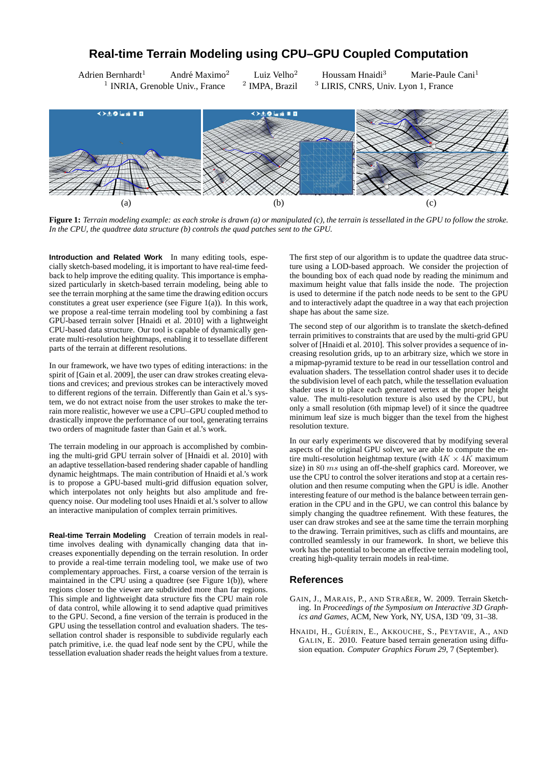# Real-time Terrain Modeling using CPU–GPU Coupled Computation

Adrien Bernhardt[1] André Maximo[2] Luiz Velho[2] Houssam Hnaidi[3] Marie-Paule Cani[1]

[1] INRIA, Grenoble Univ., France [2] IMPA, Brazil [3] LIRIS, CNRS, Univ. Lyon 1, France

(a) (b) (c)

**Figure 1:** *Terrain modeling example: as each stroke is drawn (a) or manipulated (c), the terrain is tessellated in the GPU to follow the stroke. In the CPU, the quadtree data structure (b) controls the quad patches sent to the GPU.*

**Introduction and Related Work** In many editing tools, especially sketch-based modeling, it is important to have real-time feedback to help improve the editing quality. This importance is emphasized particularly in sketch-based terrain modeling, being able to see the terrain morphing at the same time the drawing edition occurs constitutes a great user experience (see Figure 1(a)). In this work, we propose a real-time terrain modeling tool by combining a fast GPU-based terrain solver [Hnaidi et al. 2010] with a lightweight CPU-based data structure. Our tool is capable of dynamically generate multi-resolution heightmaps, enabling it to tessellate different parts of the terrain at different resolutions.

In our framework, we have two types of editing interactions: in the spirit of [Gain et al. 2009], the user can draw strokes creating elevations and crevices; and previous strokes can be interactively moved to different regions of the terrain. Differently than Gain et al.'s system, we do not extract noise from the user strokes to make the terrain more realistic, however we use a CPU–GPU coupled method to drastically improve the performance of our tool, generating terrains two orders of magnitude faster than Gain et al.'s work.

The terrain modeling in our approach is accomplished by combining the multi-grid GPU terrain solver of [Hnaidi et al. 2010] with an adaptive tessellation-based rendering shader capable of handling dynamic heightmaps. The main contribution of Hnaidi et al.'s work is to propose a GPU-based multi-grid diffusion equation solver, which interpolates not only heights but also amplitude and frequency noise. Our modeling tool uses Hnaidi et al.'s solver to allow an interactive manipulation of complex terrain primitives.

**Real-time Terrain Modeling** Creation of terrain models in real-time involves dealing with dynamically changing data that increases exponentially depending on the terrain resolution. In order to provide a real-time terrain modeling tool, we make use of two complementary approaches. First, a coarse version of the terrain is maintained in the CPU using a quadtree (see Figure 1(b)), where regions closer to the viewer are subdivided more than far regions. This simple and lightweight data structure fits the CPU main role of data control, while allowing it to send adaptive quad primitives to the GPU. Second, a fine version of the terrain is produced in the GPU using the tessellation control and evaluation shaders. The tessellation control shader is responsible to subdivide regularly each patch primitive, i.e. the quad leaf node sent by the CPU, while the tessellation evaluation shader reads the height values from a texture.

The first step of our algorithm is to update the quadtree data structure using a LOD-based approach. We consider the projection of the bounding box of each quad node by reading the minimum and maximum height value that falls inside the node. The projection is used to determine if the patch node needs to be sent to the GPU and to interactively adapt the quadtree in a way that each projection shape has about the same size.

The second step of our algorithm is to translate the sketch-defined terrain primitives to constraints that are used by the multi-grid GPU solver of [Hnaidi et al. 2010]. This solver provides a sequence of increasing resolution grids, up to an arbitrary size, which we store in a mipmap-pyramid texture to be read in our tessellation control and evaluation shaders. The tessellation control shader uses it to decide the subdivision level of each patch, while the tessellation evaluation shader uses it to place each generated vertex at the proper height value. The multi-resolution texture is also used by the CPU, but only a small resolution (6th mipmap level) of it since the quadtree minimum leaf size is much bigger than the texel from the highest resolution texture.

In our early experiments we discovered that by modifying several aspects of the original GPU solver, we are able to compute the entire multi-resolution heightmap texture (with $4K \times 4K$ maximum size) in $80\ ms$ using an off-the-shelf graphics card. Moreover, we use the CPU to control the solver iterations and stop at a certain resolution and then resume computing when the GPU is idle. Another interesting feature of our method is the balance between terrain generation in the CPU and in the GPU, we can control this balance by simply changing the quadtree refinement. With these features, the user can draw strokes and see at the same time the terrain morphing to the drawing. Terrain primitives, such as cliffs and mountains, are controlled seamlessly in our framework. In short, we believe this work has the potential to become an effective terrain modeling tool, creating high-quality terrain models in real-time.

## References

GAIN, J., MARAIS, P., AND STRAßER, W. 2009. Terrain Sketching. In *Proceedings of the Symposium on Interactive 3D Graphics and Games*, ACM, New York, NY, USA, I3D '09, 31–38.

HNAIDI, H., GUÉRIN, E., AKKOUCHE, S., PEYTAVIE, A., AND GALIN, E. 2010. Feature based terrain generation using diffusion equation. *Computer Graphics Forum 29*, 7 (September).